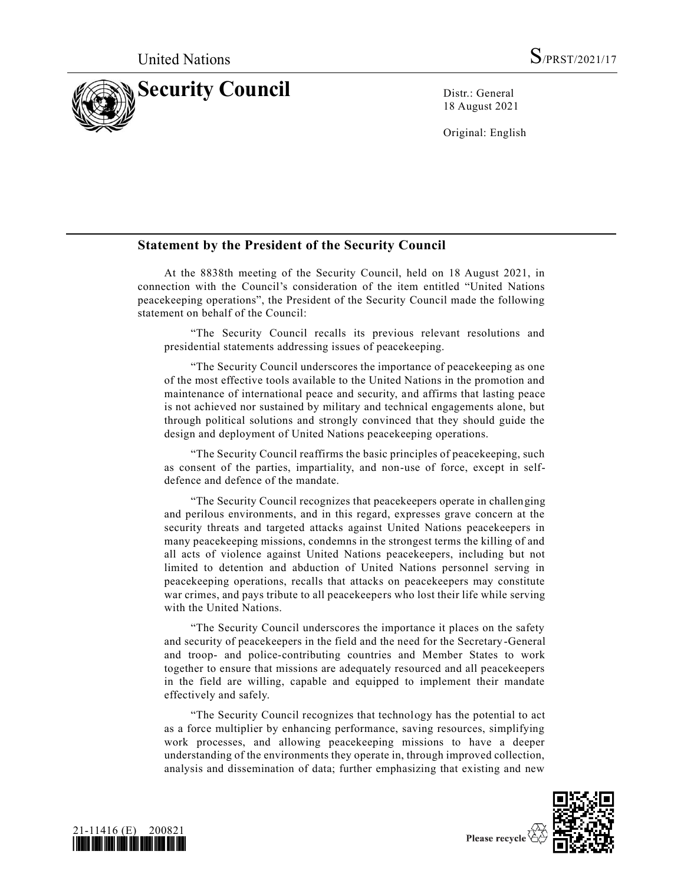United Nations S/PRST/2021/17

# Security Council

Distr.: General
18 August 2021

Original: English

## Statement by the President of the Security Council

At the 8838th meeting of the Security Council, held on 18 August 2021, in connection with the Council's consideration of the item entitled "United Nations peacekeeping operations", the President of the Security Council made the following statement on behalf of the Council:

"The Security Council recalls its previous relevant resolutions and presidential statements addressing issues of peacekeeping.

"The Security Council underscores the importance of peacekeeping as one of the most effective tools available to the United Nations in the promotion and maintenance of international peace and security, and affirms that lasting peace is not achieved nor sustained by military and technical engagements alone, but through political solutions and strongly convinced that they should guide the design and deployment of United Nations peacekeeping operations.

"The Security Council reaffirms the basic principles of peacekeeping, such as consent of the parties, impartiality, and non-use of force, except in self-defence and defence of the mandate.

"The Security Council recognizes that peacekeepers operate in challenging and perilous environments, and in this regard, expresses grave concern at the security threats and targeted attacks against United Nations peacekeepers in many peacekeeping missions, condemns in the strongest terms the killing of and all acts of violence against United Nations peacekeepers, including but not limited to detention and abduction of United Nations personnel serving in peacekeeping operations, recalls that attacks on peacekeepers may constitute war crimes, and pays tribute to all peacekeepers who lost their life while serving with the United Nations.

"The Security Council underscores the importance it places on the safety and security of peacekeepers in the field and the need for the Secretary-General and troop- and police-contributing countries and Member States to work together to ensure that missions are adequately resourced and all peacekeepers in the field are willing, capable and equipped to implement their mandate effectively and safely.

"The Security Council recognizes that technology has the potential to act as a force multiplier by enhancing performance, saving resources, simplifying work processes, and allowing peacekeeping missions to have a deeper understanding of the environments they operate in, through improved collection, analysis and dissemination of data; further emphasizing that existing and new

21-11416 (E) 200821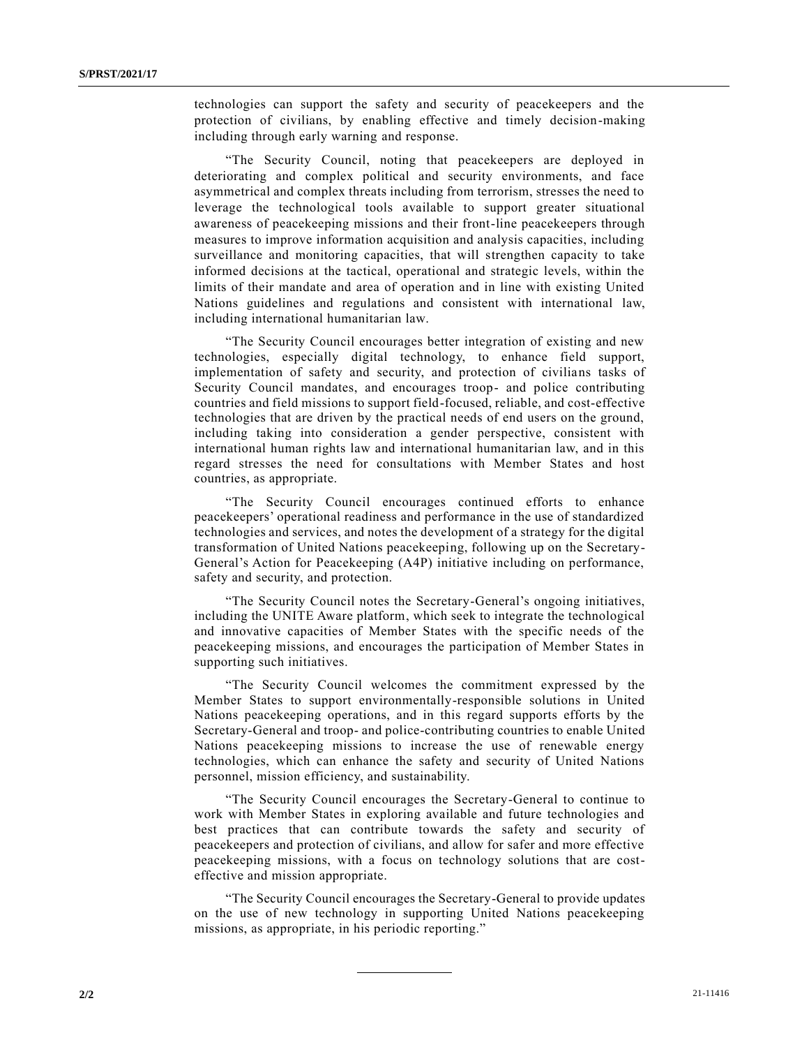technologies can support the safety and security of peacekeepers and the protection of civilians, by enabling effective and timely decision-making including through early warning and response.

"The Security Council, noting that peacekeepers are deployed in deteriorating and complex political and security environments, and face asymmetrical and complex threats including from terrorism, stresses the need to leverage the technological tools available to support greater situational awareness of peacekeeping missions and their front-line peacekeepers through measures to improve information acquisition and analysis capacities, including surveillance and monitoring capacities, that will strengthen capacity to take informed decisions at the tactical, operational and strategic levels, within the limits of their mandate and area of operation and in line with existing United Nations guidelines and regulations and consistent with international law, including international humanitarian law.

"The Security Council encourages better integration of existing and new technologies, especially digital technology, to enhance field support, implementation of safety and security, and protection of civilians tasks of Security Council mandates, and encourages troop- and police contributing countries and field missions to support field-focused, reliable, and cost-effective technologies that are driven by the practical needs of end users on the ground, including taking into consideration a gender perspective, consistent with international human rights law and international humanitarian law, and in this regard stresses the need for consultations with Member States and host countries, as appropriate.

"The Security Council encourages continued efforts to enhance peacekeepers' operational readiness and performance in the use of standardized technologies and services, and notes the development of a strategy for the digital transformation of United Nations peacekeeping, following up on the Secretary-General's Action for Peacekeeping (A4P) initiative including on performance, safety and security, and protection.

"The Security Council notes the Secretary-General's ongoing initiatives, including the UNITE Aware platform, which seek to integrate the technological and innovative capacities of Member States with the specific needs of the peacekeeping missions, and encourages the participation of Member States in supporting such initiatives.

"The Security Council welcomes the commitment expressed by the Member States to support environmentally-responsible solutions in United Nations peacekeeping operations, and in this regard supports efforts by the Secretary-General and troop- and police-contributing countries to enable United Nations peacekeeping missions to increase the use of renewable energy technologies, which can enhance the safety and security of United Nations personnel, mission efficiency, and sustainability.

"The Security Council encourages the Secretary-General to continue to work with Member States in exploring available and future technologies and best practices that can contribute towards the safety and security of peacekeepers and protection of civilians, and allow for safer and more effective peacekeeping missions, with a focus on technology solutions that are cost-effective and mission appropriate.

"The Security Council encourages the Secretary-General to provide updates on the use of new technology in supporting United Nations peacekeeping missions, as appropriate, in his periodic reporting."